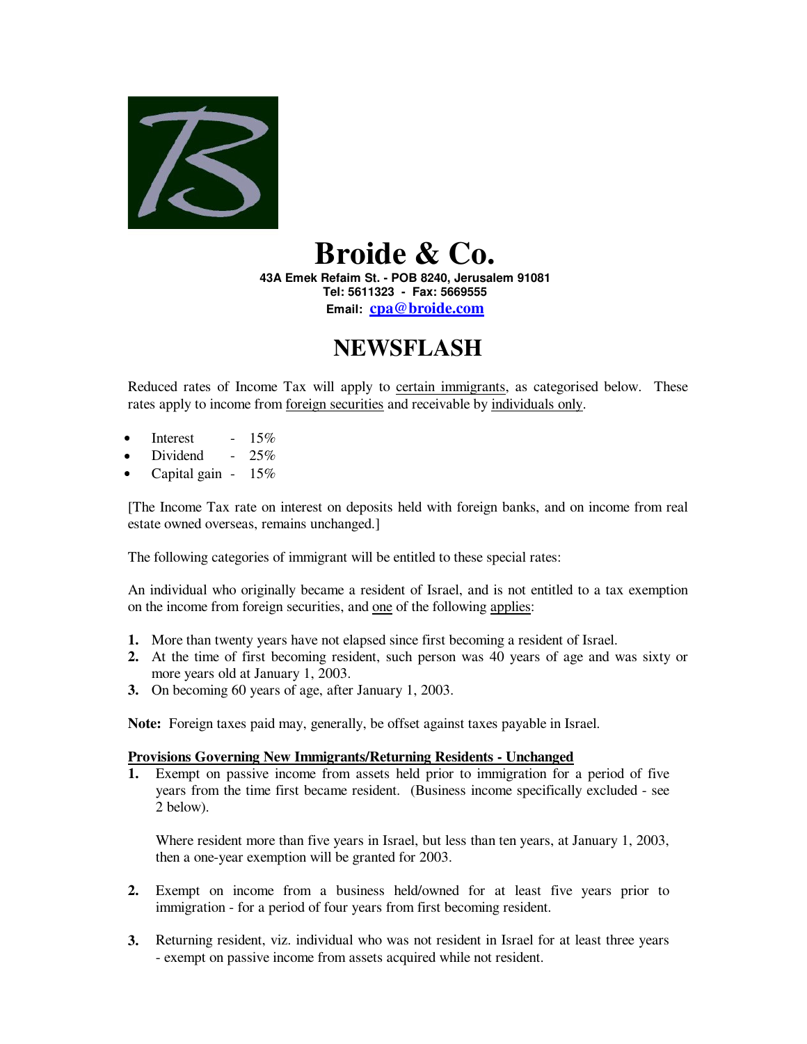# Broide & Co.

**43A Emek Refaim St. - POB 8240, Jerusalem 91081**
**Tel: 5611323 - Fax: 5669555**
**Email: cpa@broide.com**

# NEWSFLASH

Reduced rates of Income Tax will apply to certain immigrants, as categorised below. These rates apply to income from foreign securities and receivable by individuals only.

- Interest - 15%
- Dividend - 25%
- Capital gain - 15%

[The Income Tax rate on interest on deposits held with foreign banks, and on income from real estate owned overseas, remains unchanged.]

The following categories of immigrant will be entitled to these special rates:

An individual who originally became a resident of Israel, and is not entitled to a tax exemption on the income from foreign securities, and one of the following applies:

1. More than twenty years have not elapsed since first becoming a resident of Israel.
2. At the time of first becoming resident, such person was 40 years of age and was sixty or more years old at January 1, 2003.
3. On becoming 60 years of age, after January 1, 2003.

**Note:** Foreign taxes paid may, generally, be offset against taxes payable in Israel.

**Provisions Governing New Immigrants/Returning Residents - Unchanged**

1. Exempt on passive income from assets held prior to immigration for a period of five years from the time first became resident. (Business income specifically excluded - see 2 below).

   Where resident more than five years in Israel, but less than ten years, at January 1, 2003, then a one-year exemption will be granted for 2003.

2. Exempt on income from a business held/owned for at least five years prior to immigration - for a period of four years from first becoming resident.

3. Returning resident, viz. individual who was not resident in Israel for at least three years - exempt on passive income from assets acquired while not resident.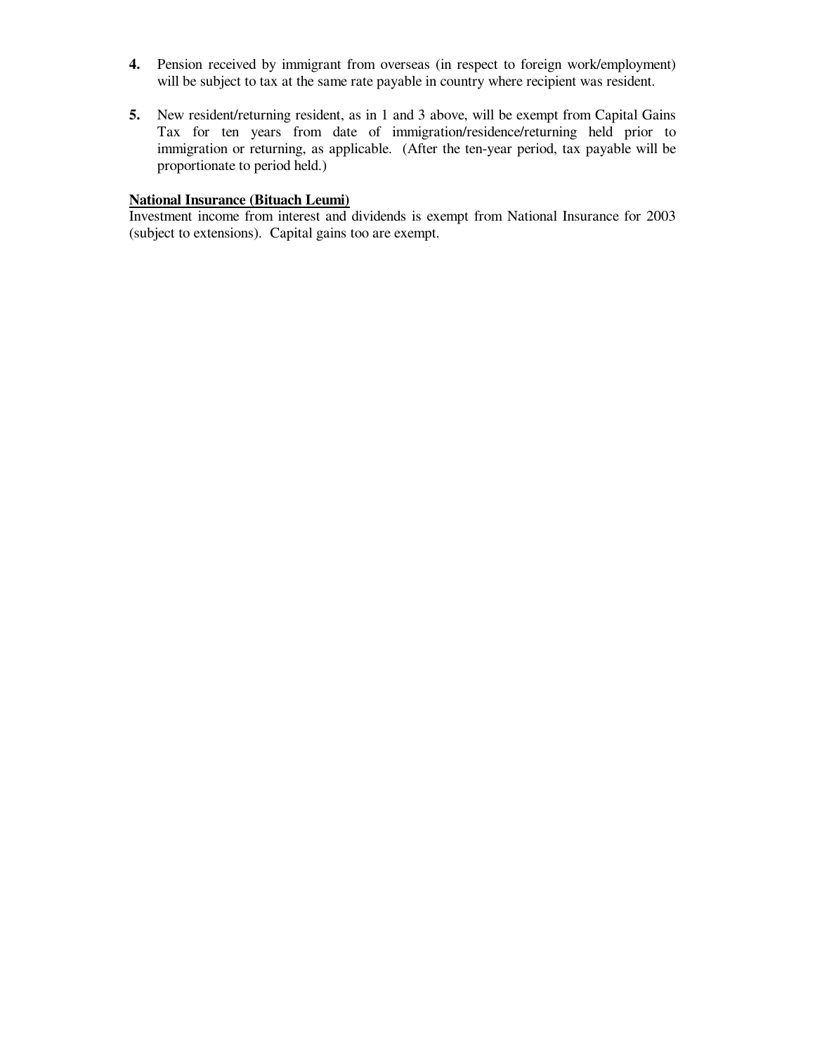4. Pension received by immigrant from overseas (in respect to foreign work/employment) will be subject to tax at the same rate payable in country where recipient was resident.

5. New resident/returning resident, as in 1 and 3 above, will be exempt from Capital Gains Tax for ten years from date of immigration/residence/returning held prior to immigration or returning, as applicable. (After the ten-year period, tax payable will be proportionate to period held.)

**National Insurance (Bituach Leumi)**

Investment income from interest and dividends is exempt from National Insurance for 2003 (subject to extensions). Capital gains too are exempt.